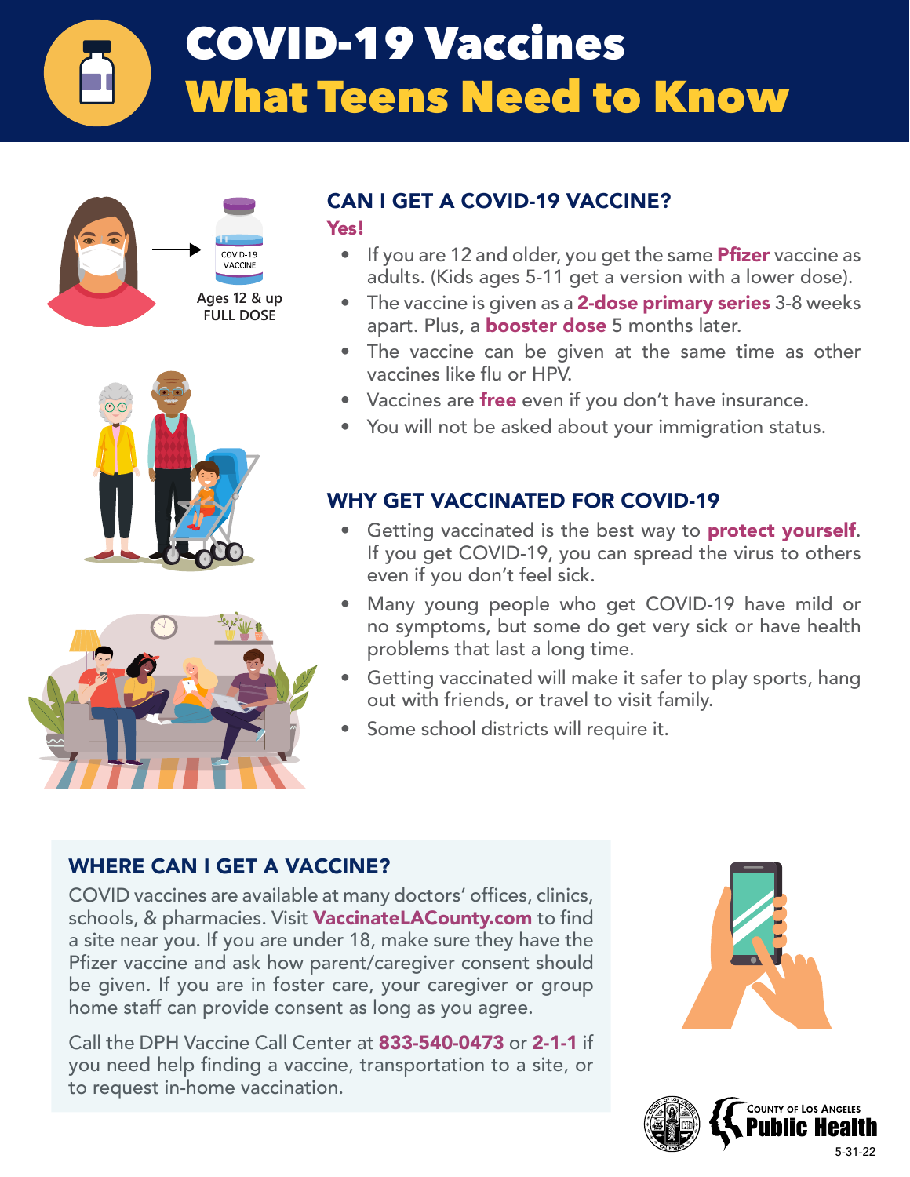# COVID-19 Vaccines What Teens Need to Know

Ages 12 & up FULL DOSE

## CAN I GET A COVID-19 VACCINE?

**Yes!**

- If you are 12 and older, you get the same **Pfizer** vaccine as adults. (Kids ages 5-11 get a version with a lower dose).
- The vaccine is given as a **2-dose primary series** 3-8 weeks apart. Plus, a **booster dose** 5 months later.
- The vaccine can be given at the same time as other vaccines like flu or HPV.
- Vaccines are **free** even if you don't have insurance.
- You will not be asked about your immigration status.

## WHY GET VACCINATED FOR COVID-19

- Getting vaccinated is the best way to **protect yourself**. If you get COVID-19, you can spread the virus to others even if you don't feel sick.
- Many young people who get COVID-19 have mild or no symptoms, but some do get very sick or have health problems that last a long time.
- Getting vaccinated will make it safer to play sports, hang out with friends, or travel to visit family.
- Some school districts will require it.

## WHERE CAN I GET A VACCINE?

COVID vaccines are available at many doctors' offices, clinics, schools, & pharmacies. Visit **VaccinateLACounty.com** to find a site near you. If you are under 18, make sure they have the Pfizer vaccine and ask how parent/caregiver consent should be given. If you are in foster care, your caregiver or group home staff can provide consent as long as you agree.

Call the DPH Vaccine Call Center at **833-540-0473** or **2-1-1** if you need help finding a vaccine, transportation to a site, or to request in-home vaccination.

County of Los Angeles Public Health

5-31-22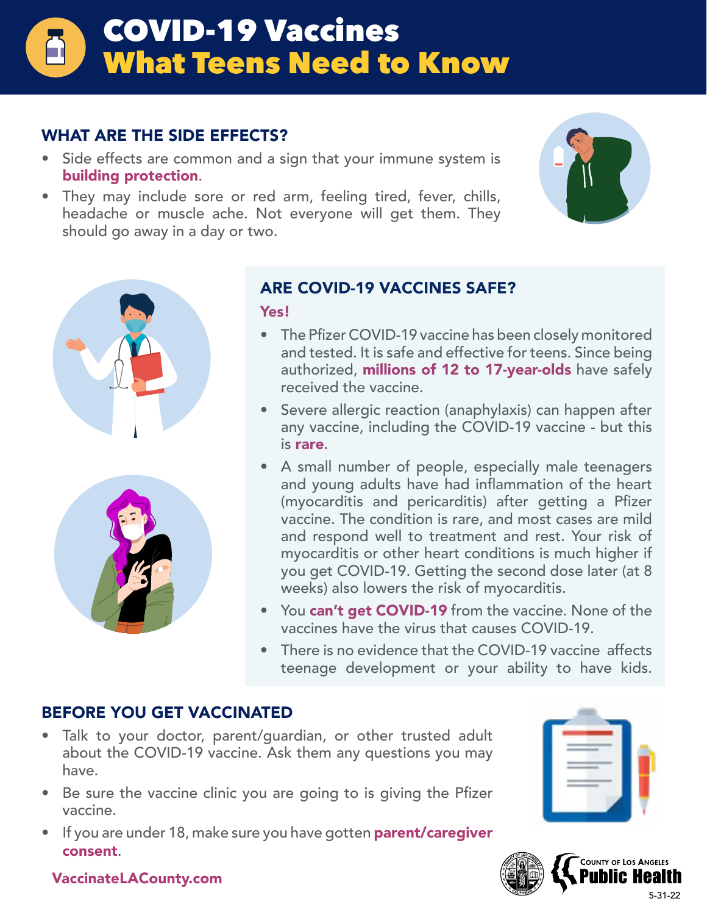# COVID-19 Vaccines
# What Teens Need to Know

## WHAT ARE THE SIDE EFFECTS?

- Side effects are common and a sign that your immune system is **building protection**.
- They may include sore or red arm, feeling tired, fever, chills, headache or muscle ache. Not everyone will get them. They should go away in a day or two.

## ARE COVID-19 VACCINES SAFE?

**Yes!**

- The Pfizer COVID-19 vaccine has been closely monitored and tested. It is safe and effective for teens. Since being authorized, **millions of 12 to 17-year-olds** have safely received the vaccine.
- Severe allergic reaction (anaphylaxis) can happen after any vaccine, including the COVID-19 vaccine - but this is **rare**.
- A small number of people, especially male teenagers and young adults have had inflammation of the heart (myocarditis and pericarditis) after getting a Pfizer vaccine. The condition is rare, and most cases are mild and respond well to treatment and rest. Your risk of myocarditis or other heart conditions is much higher if you get COVID-19. Getting the second dose later (at 8 weeks) also lowers the risk of myocarditis.
- You **can't get COVID-19** from the vaccine. None of the vaccines have the virus that causes COVID-19.
- There is no evidence that the COVID-19 vaccine affects teenage development or your ability to have kids.

## BEFORE YOU GET VACCINATED

- Talk to your doctor, parent/guardian, or other trusted adult about the COVID-19 vaccine. Ask them any questions you may have.
- Be sure the vaccine clinic you are going to is giving the Pfizer vaccine.
- If you are under 18, make sure you have gotten **parent/caregiver consent**.

**VaccinateLACounty.com**

County of Los Angeles Public Health

5-31-22